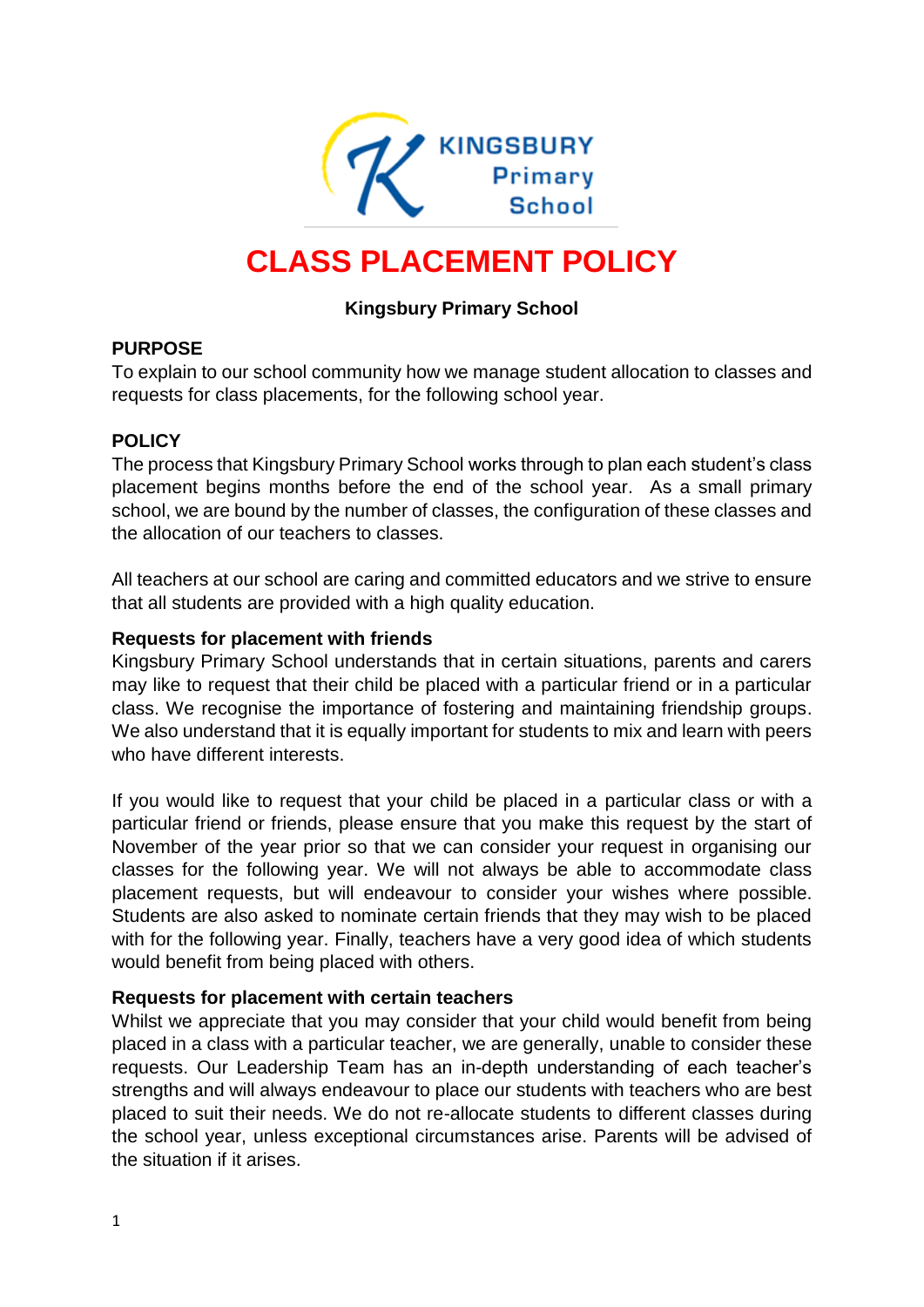# CLASS PLACEMENT POLICY

**Kingsbury Primary School**

## PURPOSE

To explain to our school community how we manage student allocation to classes and requests for class placements, for the following school year.

## POLICY

The process that Kingsbury Primary School works through to plan each student's class placement begins months before the end of the school year. As a small primary school, we are bound by the number of classes, the configuration of these classes and the allocation of our teachers to classes.

All teachers at our school are caring and committed educators and we strive to ensure that all students are provided with a high quality education.

### Requests for placement with friends

Kingsbury Primary School understands that in certain situations, parents and carers may like to request that their child be placed with a particular friend or in a particular class. We recognise the importance of fostering and maintaining friendship groups. We also understand that it is equally important for students to mix and learn with peers who have different interests.

If you would like to request that your child be placed in a particular class or with a particular friend or friends, please ensure that you make this request by the start of November of the year prior so that we can consider your request in organising our classes for the following year. We will not always be able to accommodate class placement requests, but will endeavour to consider your wishes where possible. Students are also asked to nominate certain friends that they may wish to be placed with for the following year. Finally, teachers have a very good idea of which students would benefit from being placed with others.

### Requests for placement with certain teachers

Whilst we appreciate that you may consider that your child would benefit from being placed in a class with a particular teacher, we are generally, unable to consider these requests. Our Leadership Team has an in-depth understanding of each teacher's strengths and will always endeavour to place our students with teachers who are best placed to suit their needs. We do not re-allocate students to different classes during the school year, unless exceptional circumstances arise. Parents will be advised of the situation if it arises.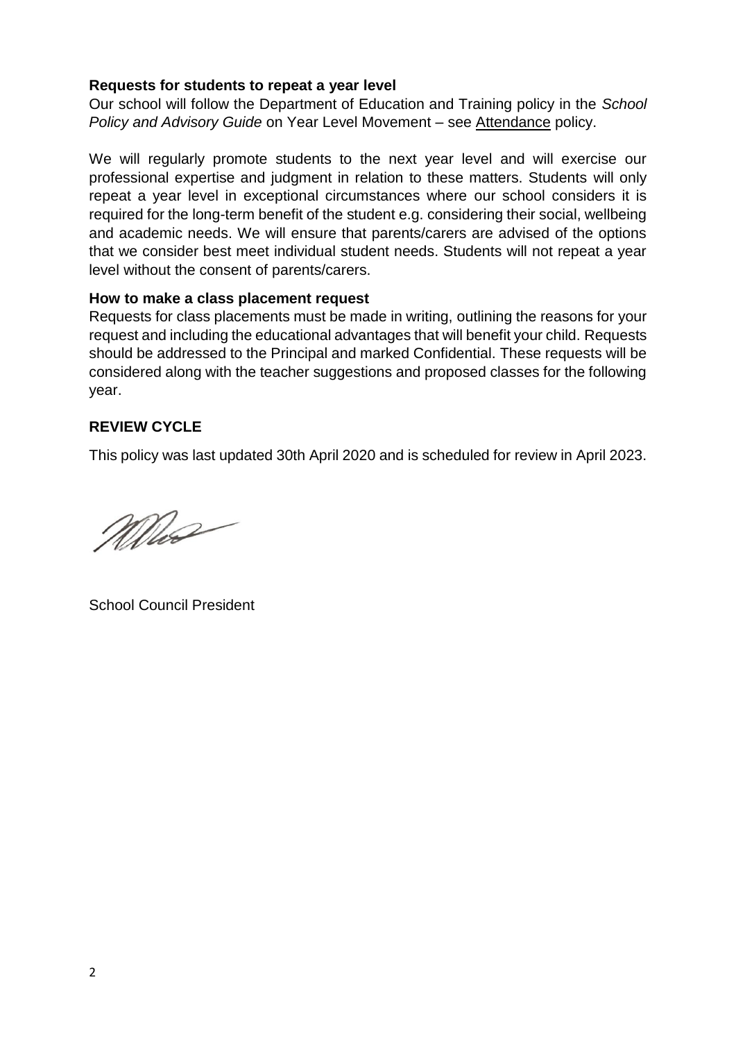### Requests for students to repeat a year level

Our school will follow the Department of Education and Training policy in the *School Policy and Advisory Guide* on Year Level Movement – see Attendance policy.

We will regularly promote students to the next year level and will exercise our professional expertise and judgment in relation to these matters. Students will only repeat a year level in exceptional circumstances where our school considers it is required for the long-term benefit of the student e.g. considering their social, wellbeing and academic needs. We will ensure that parents/carers are advised of the options that we consider best meet individual student needs. Students will not repeat a year level without the consent of parents/carers.

### How to make a class placement request

Requests for class placements must be made in writing, outlining the reasons for your request and including the educational advantages that will benefit your child. Requests should be addressed to the Principal and marked Confidential. These requests will be considered along with the teacher suggestions and proposed classes for the following year.

## REVIEW CYCLE

This policy was last updated 30th April 2020 and is scheduled for review in April 2023.

School Council President